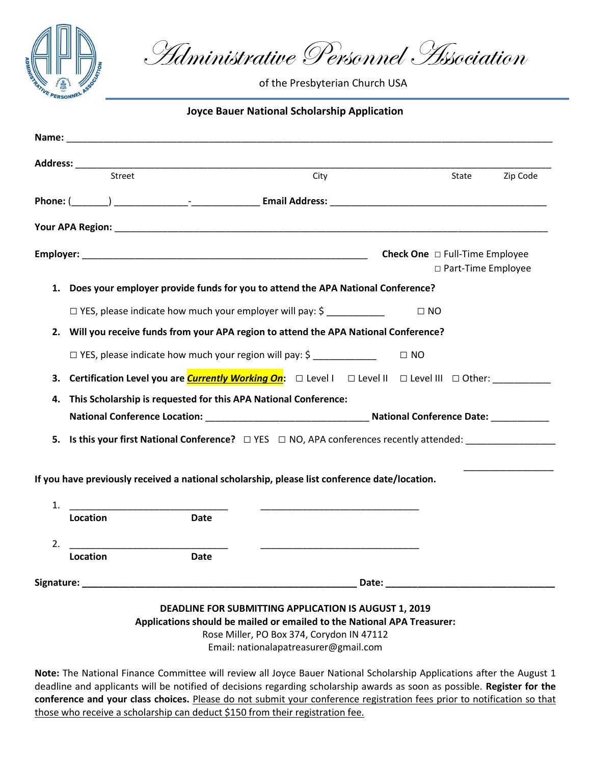# Administrative Personnel Association

of the Presbyterian Church USA

## Joyce Bauer National Scholarship Application

**Name:** ______________________________________________________________________________

**Address:** ____________________________________________________________________________
Street City State Zip Code

**Phone:** (_______) ______________-_____________ **Email Address:** ________________________________________

**Your APA Region:** ________________________________________________________________________

**Employer:** _______________________________________________ **Check One** ☐ Full-Time Employee ☐ Part-Time Employee

1. **Does your employer provide funds for you to attend the APA National Conference?**

   ☐ YES, please indicate how much your employer will pay: $ ___________ ☐ NO

2. **Will you receive funds from your APA region to attend the APA National Conference?**

   ☐ YES, please indicate how much your region will pay: $ ____________ ☐ NO

3. **Certification Level you are *Currently Working On*:** ☐ Level I ☐ Level II ☐ Level III ☐ Other: ___________

4. **This Scholarship is requested for this APA National Conference:**
   **National Conference Location:** ______________________________ **National Conference Date:** ___________

5. **Is this your first National Conference?** ☐ YES ☐ NO, APA conferences recently attended: _________________
   _________________

**If you have previously received a national scholarship, please list conference date/location.**

1. ______________________________ ______________________________
   **Location** **Date**

2. ______________________________ ______________________________
   **Location** **Date**

**Signature:** ____________________________________________________ **Date:** ______________________________

**DEADLINE FOR SUBMITTING APPLICATION IS AUGUST 1, 2019**
**Applications should be mailed or emailed to the National APA Treasurer:**
Rose Miller, PO Box 374, Corydon IN 47112
Email: nationalapatreasurer@gmail.com

**Note:** The National Finance Committee will review all Joyce Bauer National Scholarship Applications after the August 1 deadline and applicants will be notified of decisions regarding scholarship awards as soon as possible. **Register for the conference and your class choices.** Please do not submit your conference registration fees prior to notification so that those who receive a scholarship can deduct $150 from their registration fee.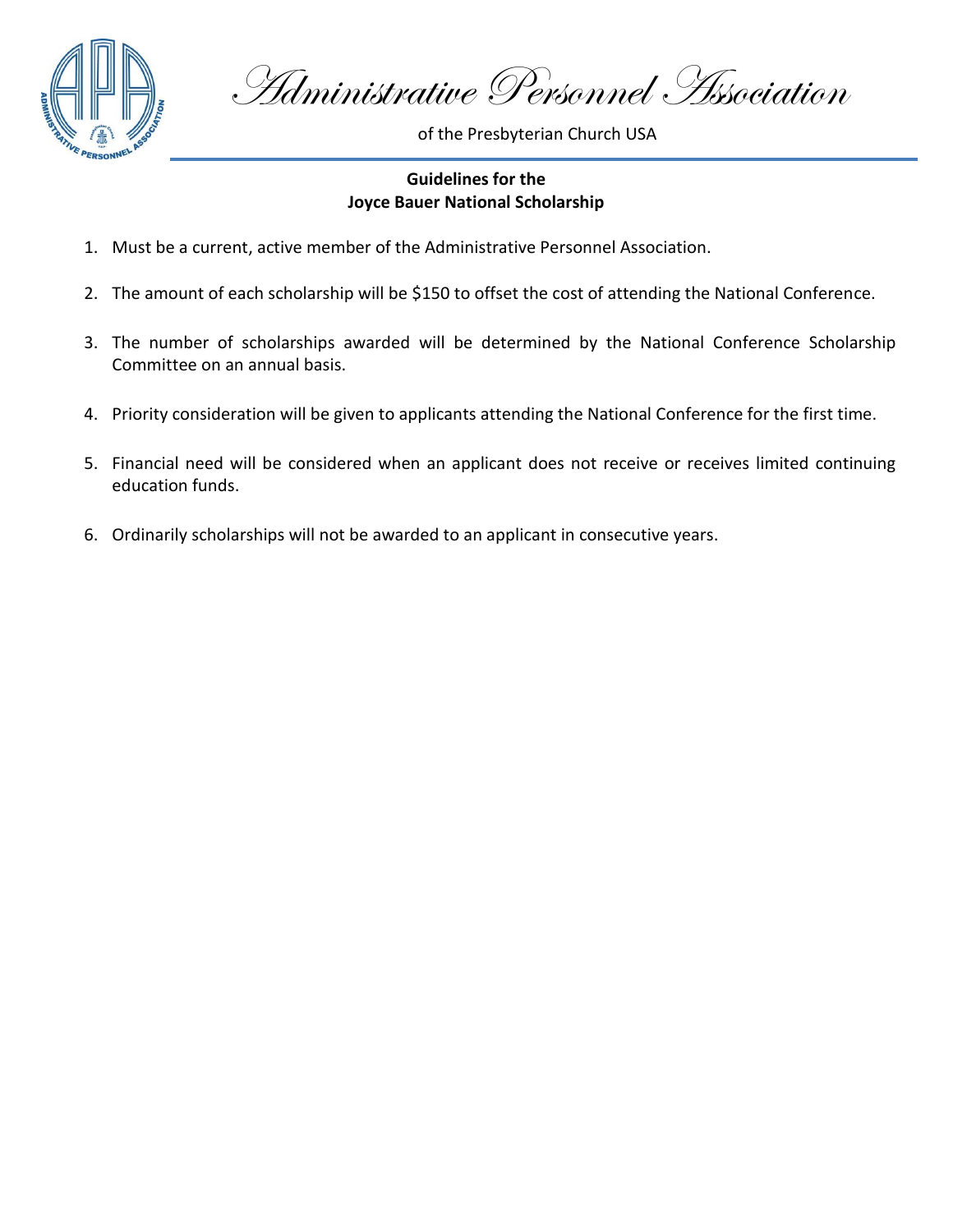# Administrative Personnel Association

of the Presbyterian Church USA

**Guidelines for the**
**Joyce Bauer National Scholarship**

1. Must be a current, active member of the Administrative Personnel Association.
2. The amount of each scholarship will be $150 to offset the cost of attending the National Conference.
3. The number of scholarships awarded will be determined by the National Conference Scholarship Committee on an annual basis.
4. Priority consideration will be given to applicants attending the National Conference for the first time.
5. Financial need will be considered when an applicant does not receive or receives limited continuing education funds.
6. Ordinarily scholarships will not be awarded to an applicant in consecutive years.